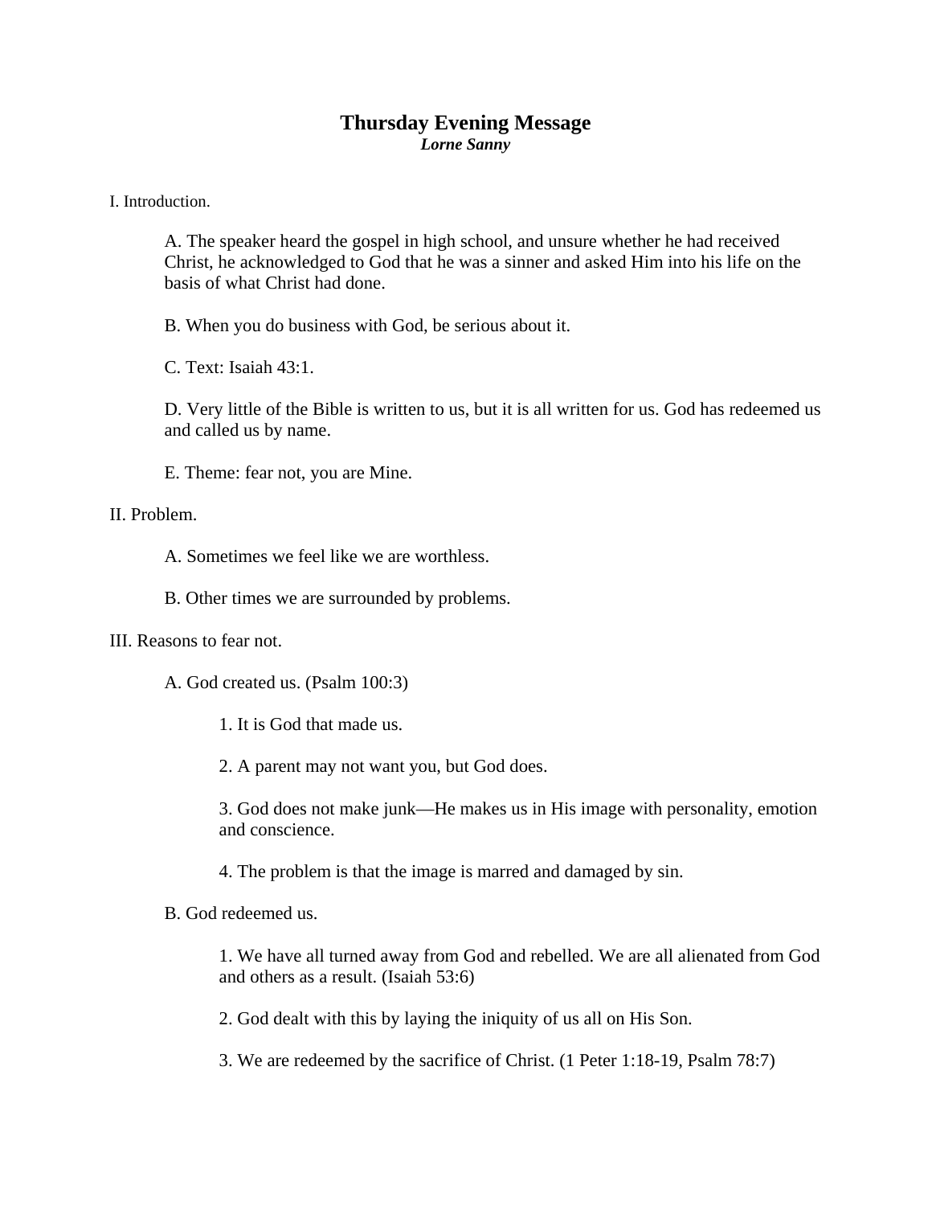# Thursday Evening Message

***Lorne Sanny***

I. Introduction.

A. The speaker heard the gospel in high school, and unsure whether he had received Christ, he acknowledged to God that he was a sinner and asked Him into his life on the basis of what Christ had done.

B. When you do business with God, be serious about it.

C. Text: Isaiah 43:1.

D. Very little of the Bible is written to us, but it is all written for us. God has redeemed us and called us by name.

E. Theme: fear not, you are Mine.

II. Problem.

A. Sometimes we feel like we are worthless.

B. Other times we are surrounded by problems.

III. Reasons to fear not.

A. God created us. (Psalm 100:3)

1. It is God that made us.

2. A parent may not want you, but God does.

3. God does not make junk—He makes us in His image with personality, emotion and conscience.

4. The problem is that the image is marred and damaged by sin.

B. God redeemed us.

1. We have all turned away from God and rebelled. We are all alienated from God and others as a result. (Isaiah 53:6)

2. God dealt with this by laying the iniquity of us all on His Son.

3. We are redeemed by the sacrifice of Christ. (1 Peter 1:18-19, Psalm 78:7)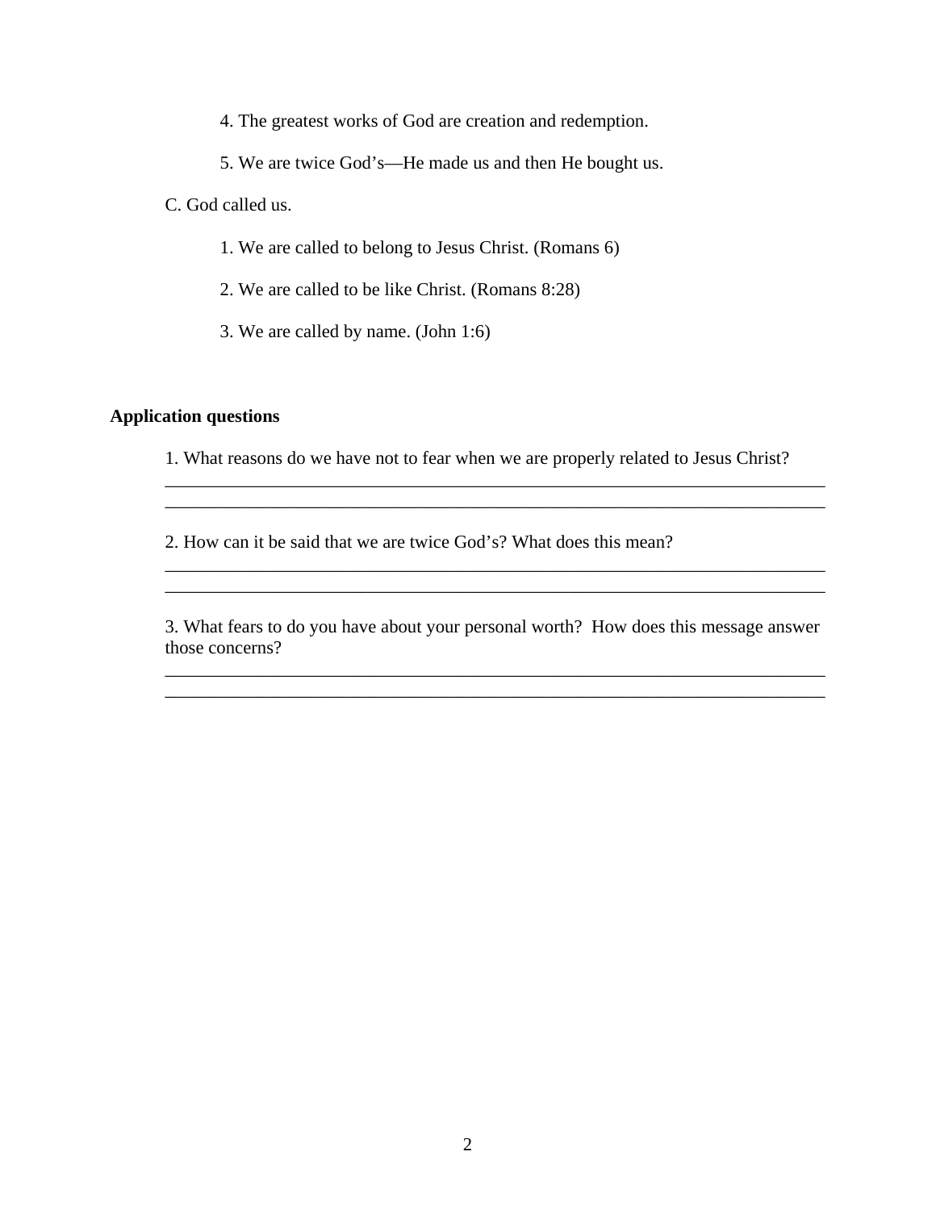4. The greatest works of God are creation and redemption.

5. We are twice God's—He made us and then He bought us.

C. God called us.

1. We are called to belong to Jesus Christ. (Romans 6)

2. We are called to be like Christ. (Romans 8:28)

3. We are called by name. (John 1:6)

**Application questions**

1. What reasons do we have not to fear when we are properly related to Jesus Christ?

___________________________________________________________________________
___________________________________________________________________________

2. How can it be said that we are twice God's? What does this mean?

___________________________________________________________________________
___________________________________________________________________________

3. What fears to do you have about your personal worth? How does this message answer those concerns?

___________________________________________________________________________
___________________________________________________________________________